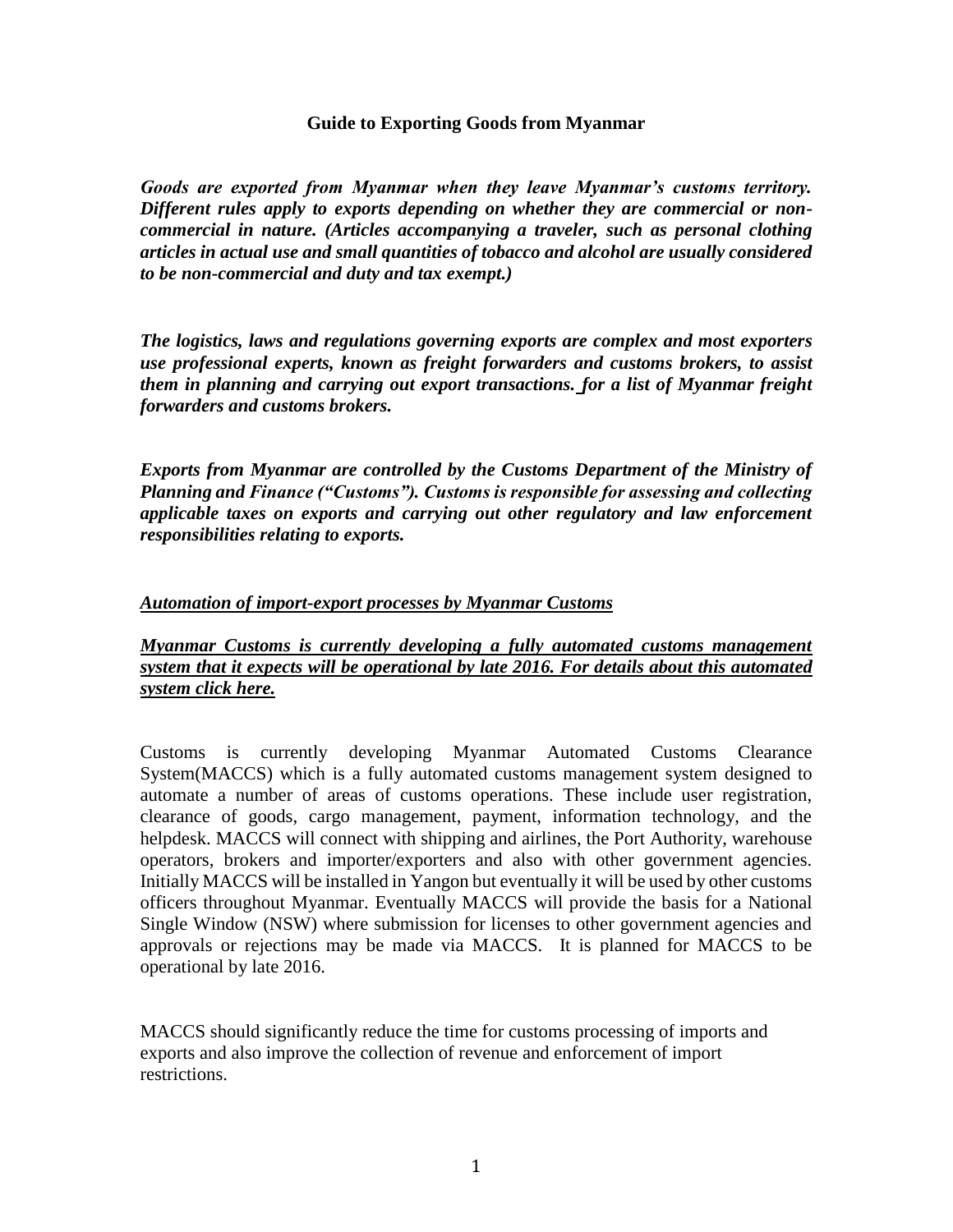# Guide to Exporting Goods from Myanmar

***Goods are exported from Myanmar when they leave Myanmar's customs territory. Different rules apply to exports depending on whether they are commercial or non-commercial in nature. (Articles accompanying a traveler, such as personal clothing articles in actual use and small quantities of tobacco and alcohol are usually considered to be non-commercial and duty and tax exempt.)***

***The logistics, laws and regulations governing exports are complex and most exporters use professional experts, known as freight forwarders and customs brokers, to assist them in planning and carrying out export transactions. for a list of Myanmar freight forwarders and customs brokers.***

***Exports from Myanmar are controlled by the Customs Department of the Ministry of Planning and Finance ("Customs"). Customs is responsible for assessing and collecting applicable taxes on exports and carrying out other regulatory and law enforcement responsibilities relating to exports.***

## ***Automation of import-export processes by Myanmar Customs***

***Myanmar Customs is currently developing a fully automated customs management system that it expects will be operational by late 2016. For details about this automated system click here.***

Customs is currently developing Myanmar Automated Customs Clearance System(MACCS) which is a fully automated customs management system designed to automate a number of areas of customs operations. These include user registration, clearance of goods, cargo management, payment, information technology, and the helpdesk. MACCS will connect with shipping and airlines, the Port Authority, warehouse operators, brokers and importer/exporters and also with other government agencies. Initially MACCS will be installed in Yangon but eventually it will be used by other customs officers throughout Myanmar. Eventually MACCS will provide the basis for a National Single Window (NSW) where submission for licenses to other government agencies and approvals or rejections may be made via MACCS. It is planned for MACCS to be operational by late 2016.

MACCS should significantly reduce the time for customs processing of imports and exports and also improve the collection of revenue and enforcement of import restrictions.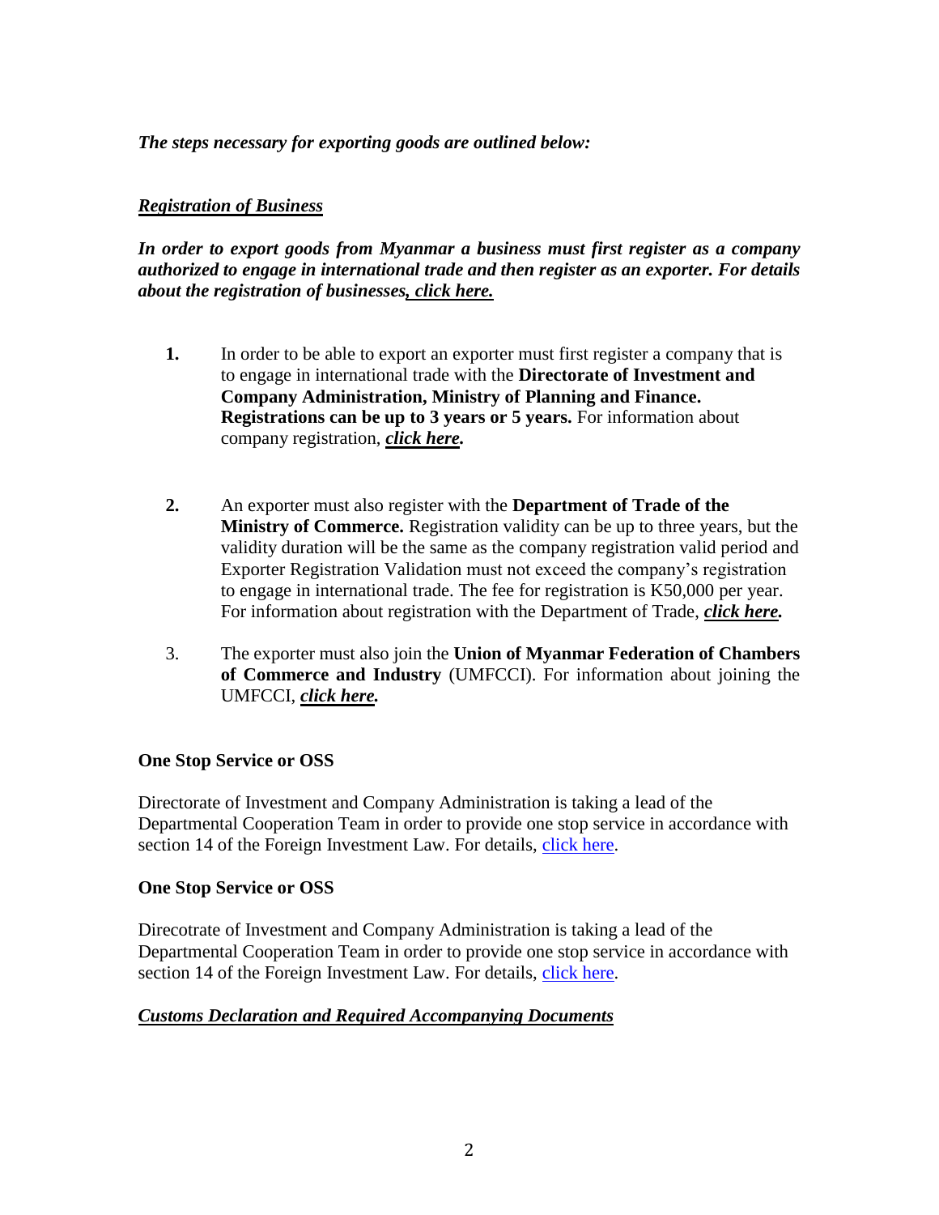***The steps necessary for exporting goods are outlined below:***

***<u>Registration of Business</u>***

***In order to export goods from Myanmar a business must first register as a company authorized to engage in international trade and then register as an exporter. For details about the registration of businesses<u>, click here.</u>***

1. In order to be able to export an exporter must first register a company that is to engage in international trade with the **Directorate of Investment and Company Administration, Ministry of Planning and Finance. Registrations can be up to 3 years or 5 years.** For information about company registration, ***<u>click here</u>.***

2. An exporter must also register with the **Department of Trade of the Ministry of Commerce.** Registration validity can be up to three years, but the validity duration will be the same as the company registration valid period and Exporter Registration Validation must not exceed the company's registration to engage in international trade. The fee for registration is K50,000 per year. For information about registration with the Department of Trade, ***<u>click here</u>.***

3. The exporter must also join the **Union of Myanmar Federation of Chambers of Commerce and Industry** (UMFCCI). For information about joining the UMFCCI, ***<u>click here</u>.***

**One Stop Service or OSS**

Directorate of Investment and Company Administration is taking a lead of the Departmental Cooperation Team in order to provide one stop service in accordance with section 14 of the Foreign Investment Law. For details, <u>click here</u>.

**One Stop Service or OSS**

Direcotrate of Investment and Company Administration is taking a lead of the Departmental Cooperation Team in order to provide one stop service in accordance with section 14 of the Foreign Investment Law. For details, <u>click here</u>.

***<u>Customs Declaration and Required Accompanying Documents</u>***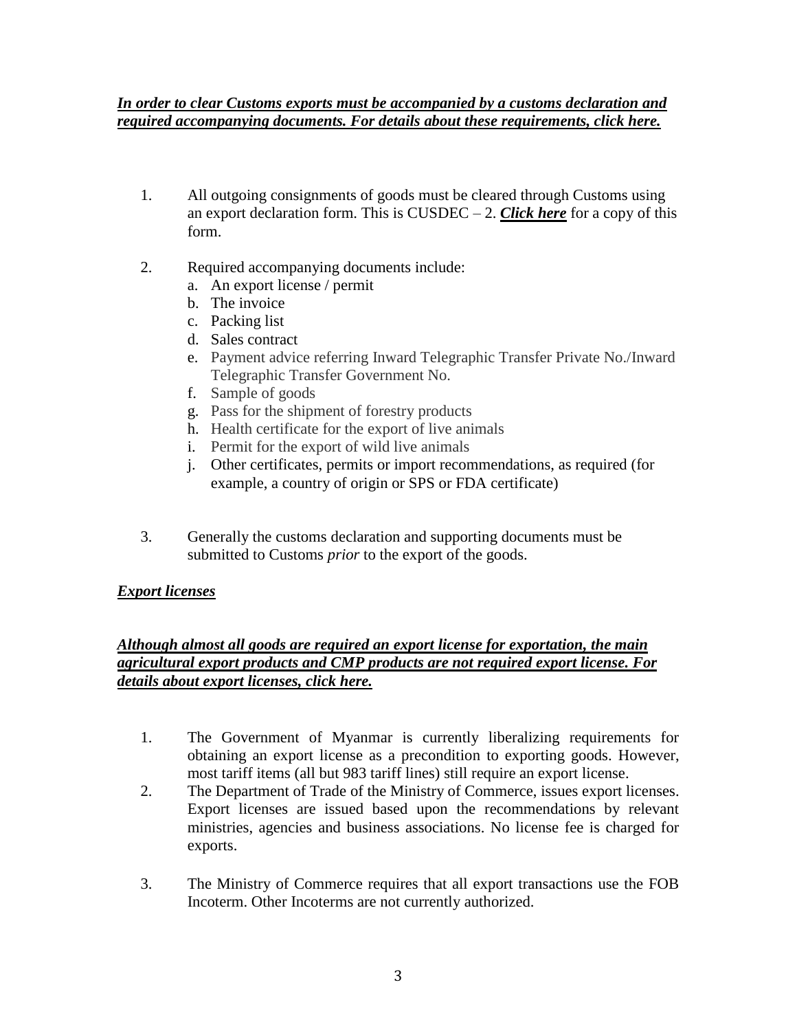***<u>In order to clear Customs exports must be accompanied by a customs declaration and required accompanying documents. For details about these requirements, click here.</u>***

1. All outgoing consignments of goods must be cleared through Customs using an export declaration form. This is CUSDEC – 2. ***<u>Click here</u>*** for a copy of this form.

2. Required accompanying documents include:
   a. An export license / permit
   b. The invoice
   c. Packing list
   d. Sales contract
   e. Payment advice referring Inward Telegraphic Transfer Private No./Inward Telegraphic Transfer Government No.
   f. Sample of goods
   g. Pass for the shipment of forestry products
   h. Health certificate for the export of live animals
   i. Permit for the export of wild live animals
   j. Other certificates, permits or import recommendations, as required (for example, a country of origin or SPS or FDA certificate)

3. Generally the customs declaration and supporting documents must be submitted to Customs *prior* to the export of the goods.

***<u>Export licenses</u>***

***<u>Although almost all goods are required an export license for exportation, the main agricultural export products and CMP products are not required export license. For details about export licenses, click here.</u>***

1. The Government of Myanmar is currently liberalizing requirements for obtaining an export license as a precondition to exporting goods. However, most tariff items (all but 983 tariff lines) still require an export license.

2. The Department of Trade of the Ministry of Commerce, issues export licenses. Export licenses are issued based upon the recommendations by relevant ministries, agencies and business associations. No license fee is charged for exports.

3. The Ministry of Commerce requires that all export transactions use the FOB Incoterm. Other Incoterms are not currently authorized.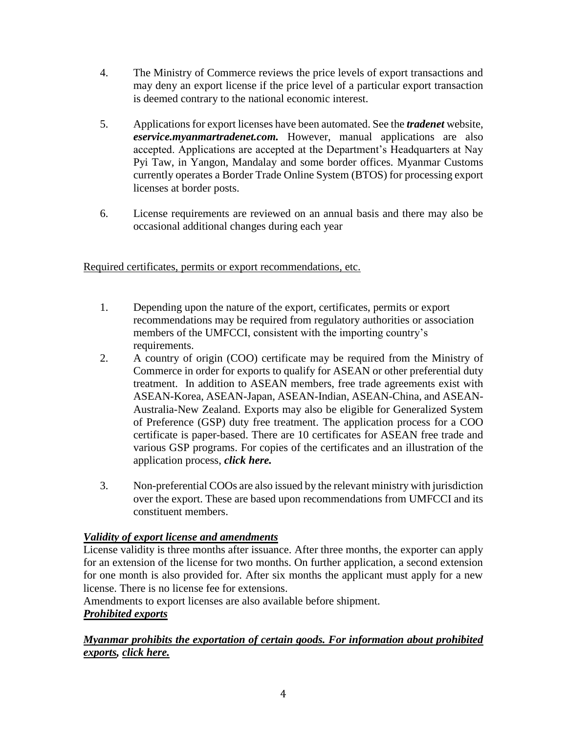4. The Ministry of Commerce reviews the price levels of export transactions and may deny an export license if the price level of a particular export transaction is deemed contrary to the national economic interest.

5. Applications for export licenses have been automated. See the ***tradenet*** website, ***eservice.myanmartradenet.com.*** However, manual applications are also accepted. Applications are accepted at the Department's Headquarters at Nay Pyi Taw, in Yangon, Mandalay and some border offices. Myanmar Customs currently operates a Border Trade Online System (BTOS) for processing export licenses at border posts.

6. License requirements are reviewed on an annual basis and there may also be occasional additional changes during each year

<u>Required certificates, permits or export recommendations, etc.</u>

1. Depending upon the nature of the export, certificates, permits or export recommendations may be required from regulatory authorities or association members of the UMFCCI, consistent with the importing country's requirements.
2. A country of origin (COO) certificate may be required from the Ministry of Commerce in order for exports to qualify for ASEAN or other preferential duty treatment. In addition to ASEAN members, free trade agreements exist with ASEAN-Korea, ASEAN-Japan, ASEAN-Indian, ASEAN-China, and ASEAN-Australia-New Zealand. Exports may also be eligible for Generalized System of Preference (GSP) duty free treatment. The application process for a COO certificate is paper-based. There are 10 certificates for ASEAN free trade and various GSP programs. For copies of the certificates and an illustration of the application process, ***click here.***

3. Non-preferential COOs are also issued by the relevant ministry with jurisdiction over the export. These are based upon recommendations from UMFCCI and its constituent members.

***<u>Validity of export license and amendments</u>***

License validity is three months after issuance. After three months, the exporter can apply for an extension of the license for two months. On further application, a second extension for one month is also provided for. After six months the applicant must apply for a new license. There is no license fee for extensions.

Amendments to export licenses are also available before shipment.

***<u>Prohibited exports</u>***

***<u>Myanmar prohibits the exportation of certain goods. For information about prohibited exports, click here.</u>***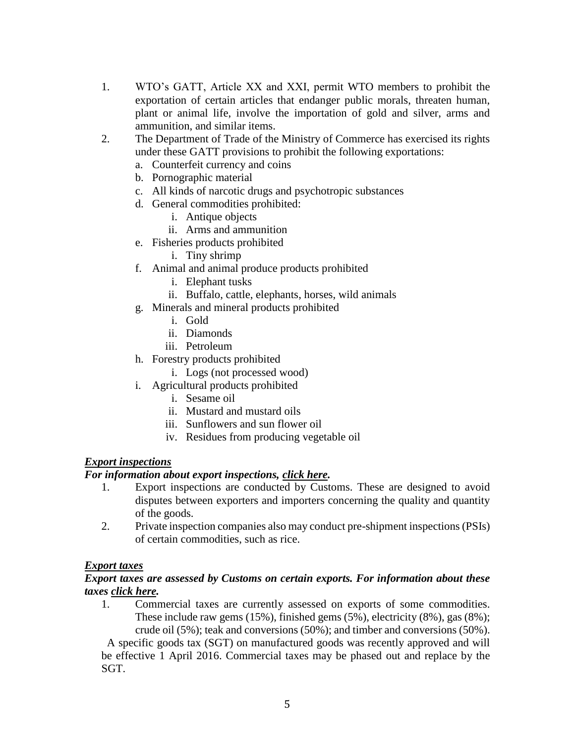1. WTO's GATT, Article XX and XXI, permit WTO members to prohibit the exportation of certain articles that endanger public morals, threaten human, plant or animal life, involve the importation of gold and silver, arms and ammunition, and similar items.
2. The Department of Trade of the Ministry of Commerce has exercised its rights under these GATT provisions to prohibit the following exportations:
   a. Counterfeit currency and coins
   b. Pornographic material
   c. All kinds of narcotic drugs and psychotropic substances
   d. General commodities prohibited:
      i. Antique objects
      ii. Arms and ammunition
   e. Fisheries products prohibited
      i. Tiny shrimp
   f. Animal and animal produce products prohibited
      i. Elephant tusks
      ii. Buffalo, cattle, elephants, horses, wild animals
   g. Minerals and mineral products prohibited
      i. Gold
      ii. Diamonds
      iii. Petroleum
   h. Forestry products prohibited
      i. Logs (not processed wood)
   i. Agricultural products prohibited
      i. Sesame oil
      ii. Mustard and mustard oils
      iii. Sunflowers and sun flower oil
      iv. Residues from producing vegetable oil

***Export inspections***

***For information about export inspections, click here.***

1. Export inspections are conducted by Customs. These are designed to avoid disputes between exporters and importers concerning the quality and quantity of the goods.
2. Private inspection companies also may conduct pre-shipment inspections (PSIs) of certain commodities, such as rice.

***Export taxes***

***Export taxes are assessed by Customs on certain exports. For information about these taxes click here.***

1. Commercial taxes are currently assessed on exports of some commodities. These include raw gems (15%), finished gems (5%), electricity (8%), gas (8%); crude oil (5%); teak and conversions (50%); and timber and conversions (50%).

A specific goods tax (SGT) on manufactured goods was recently approved and will be effective 1 April 2016. Commercial taxes may be phased out and replace by the SGT.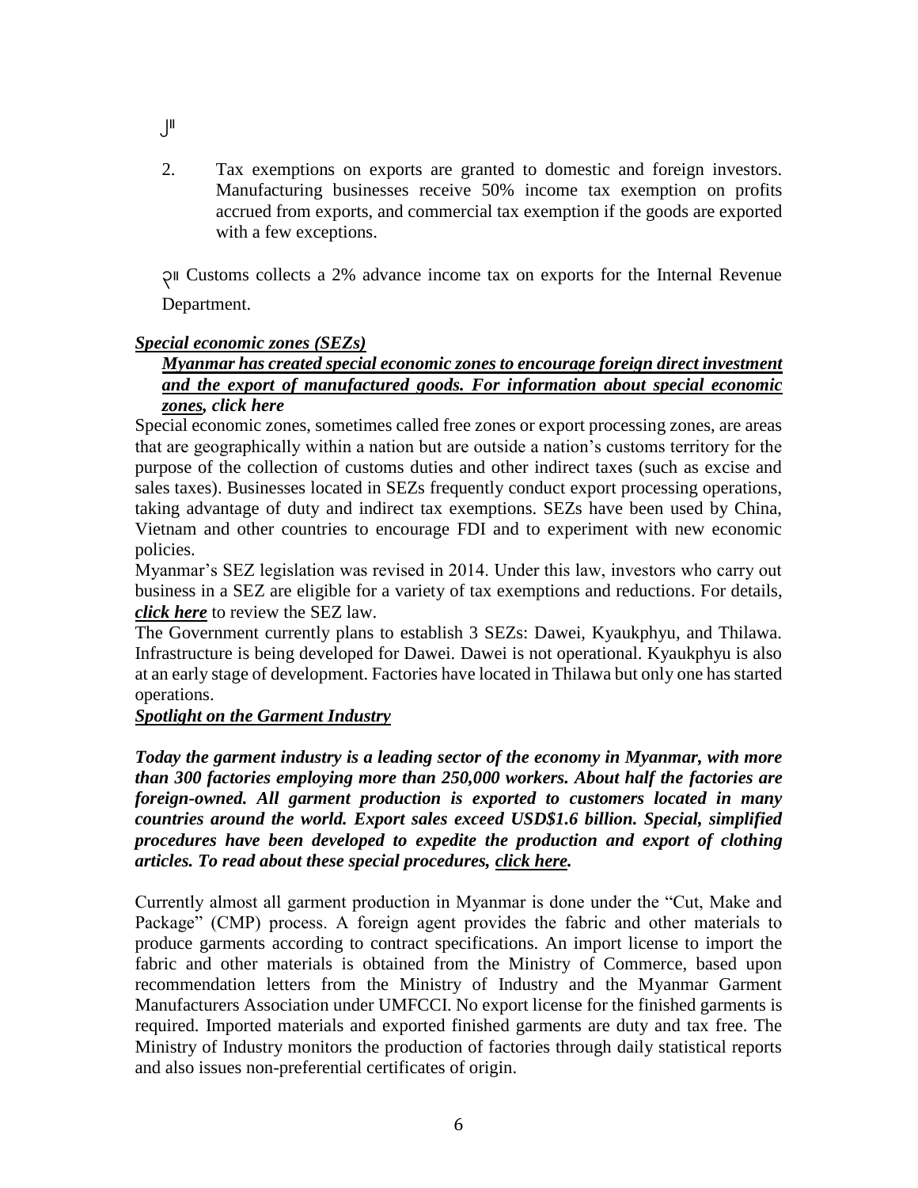၂။

2. Tax exemptions on exports are granted to domestic and foreign investors. Manufacturing businesses receive 50% income tax exemption on profits accrued from exports, and commercial tax exemption if the goods are exported with a few exceptions.

၃။ Customs collects a 2% advance income tax on exports for the Internal Revenue Department.

***Special economic zones (SEZs)***

***Myanmar has created special economic zones to encourage foreign direct investment and the export of manufactured goods. For information about special economic zones, click here***

Special economic zones, sometimes called free zones or export processing zones, are areas that are geographically within a nation but are outside a nation's customs territory for the purpose of the collection of customs duties and other indirect taxes (such as excise and sales taxes). Businesses located in SEZs frequently conduct export processing operations, taking advantage of duty and indirect tax exemptions. SEZs have been used by China, Vietnam and other countries to encourage FDI and to experiment with new economic policies.

Myanmar's SEZ legislation was revised in 2014. Under this law, investors who carry out business in a SEZ are eligible for a variety of tax exemptions and reductions. For details, ***click here*** to review the SEZ law.

The Government currently plans to establish 3 SEZs: Dawei, Kyaukphyu, and Thilawa. Infrastructure is being developed for Dawei. Dawei is not operational. Kyaukphyu is also at an early stage of development. Factories have located in Thilawa but only one has started operations.

***Spotlight on the Garment Industry***

***Today the garment industry is a leading sector of the economy in Myanmar, with more than 300 factories employing more than 250,000 workers. About half the factories are foreign-owned. All garment production is exported to customers located in many countries around the world. Export sales exceed USD$1.6 billion. Special, simplified procedures have been developed to expedite the production and export of clothing articles. To read about these special procedures, click here.***

Currently almost all garment production in Myanmar is done under the "Cut, Make and Package" (CMP) process. A foreign agent provides the fabric and other materials to produce garments according to contract specifications. An import license to import the fabric and other materials is obtained from the Ministry of Commerce, based upon recommendation letters from the Ministry of Industry and the Myanmar Garment Manufacturers Association under UMFCCI. No export license for the finished garments is required. Imported materials and exported finished garments are duty and tax free. The Ministry of Industry monitors the production of factories through daily statistical reports and also issues non-preferential certificates of origin.